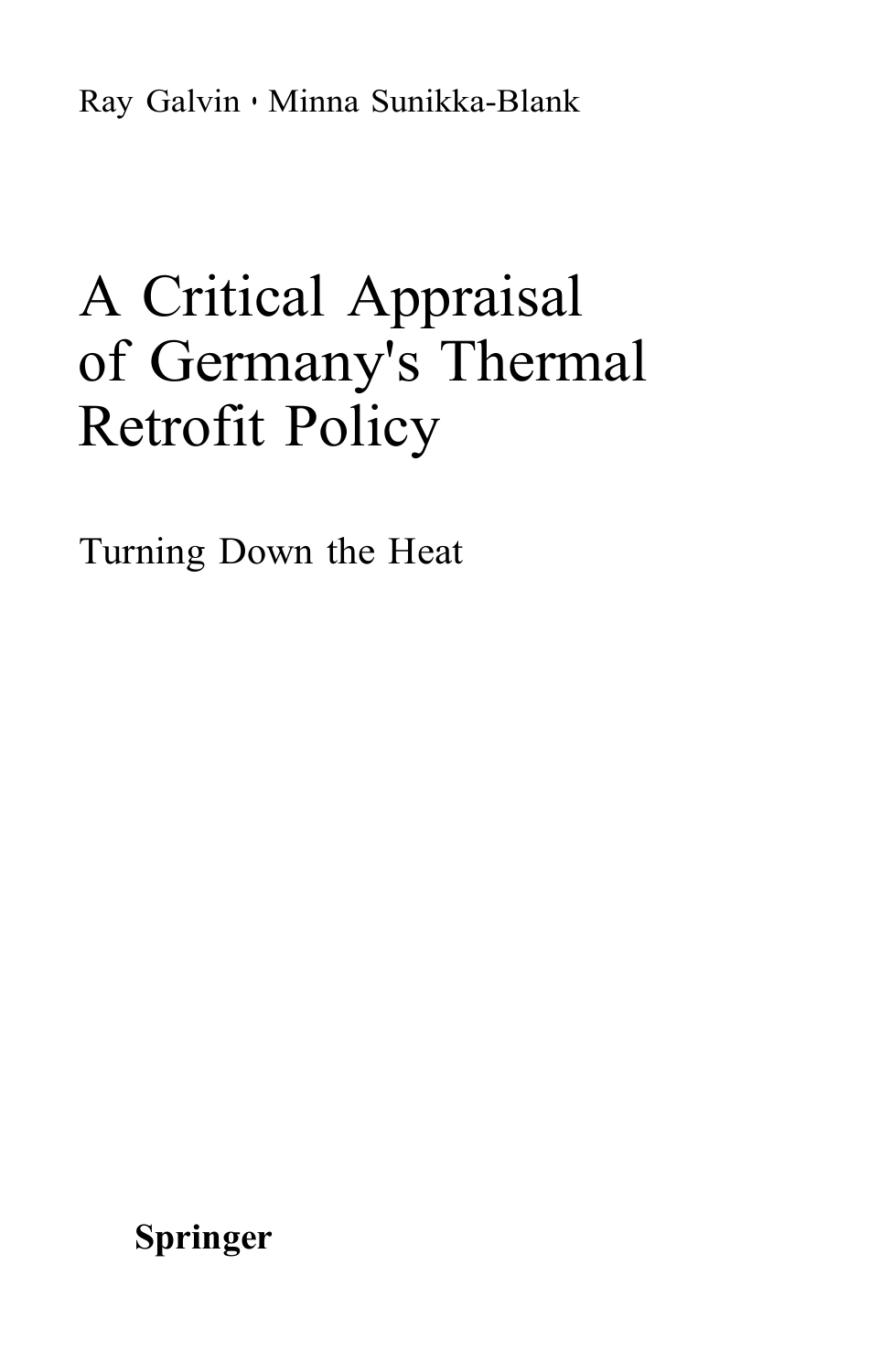Ray Galvin · Minna Sunikka-Blank

# A Critical Appraisal of Germany's Thermal Retrofit Policy

## Turning Down the Heat

**Springer**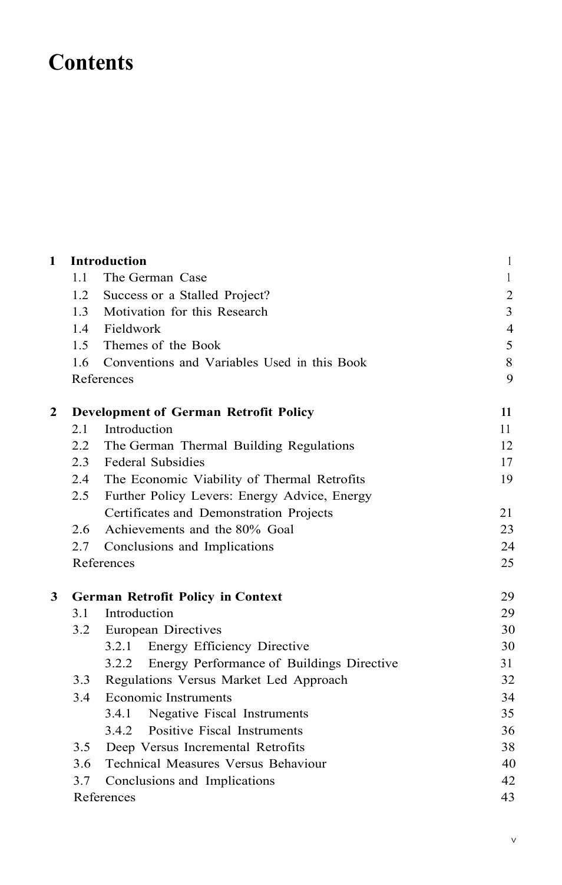# Contents

| | | |
|---|---|---|
| **1** | **Introduction** | 1 |
| | 1.1 The German Case | 1 |
| | 1.2 Success or a Stalled Project? | 2 |
| | 1.3 Motivation for this Research | 3 |
| | 1.4 Fieldwork | 4 |
| | 1.5 Themes of the Book | 5 |
| | 1.6 Conventions and Variables Used in this Book | 8 |
| | References | 9 |
| **2** | **Development of German Retrofit Policy** | **11** |
| | 2.1 Introduction | 11 |
| | 2.2 The German Thermal Building Regulations | 12 |
| | 2.3 Federal Subsidies | 17 |
| | 2.4 The Economic Viability of Thermal Retrofits | 19 |
| | 2.5 Further Policy Levers: Energy Advice, Energy Certificates and Demonstration Projects | 21 |
| | 2.6 Achievements and the 80% Goal | 23 |
| | 2.7 Conclusions and Implications | 24 |
| | References | 25 |
| **3** | **German Retrofit Policy in Context** | 29 |
| | 3.1 Introduction | 29 |
| | 3.2 European Directives | 30 |
| | 3.2.1 Energy Efficiency Directive | 30 |
| | 3.2.2 Energy Performance of Buildings Directive | 31 |
| | 3.3 Regulations Versus Market Led Approach | 32 |
| | 3.4 Economic Instruments | 34 |
| | 3.4.1 Negative Fiscal Instruments | 35 |
| | 3.4.2 Positive Fiscal Instruments | 36 |
| | 3.5 Deep Versus Incremental Retrofits | 38 |
| | 3.6 Technical Measures Versus Behaviour | 40 |
| | 3.7 Conclusions and Implications | 42 |
| | References | 43 |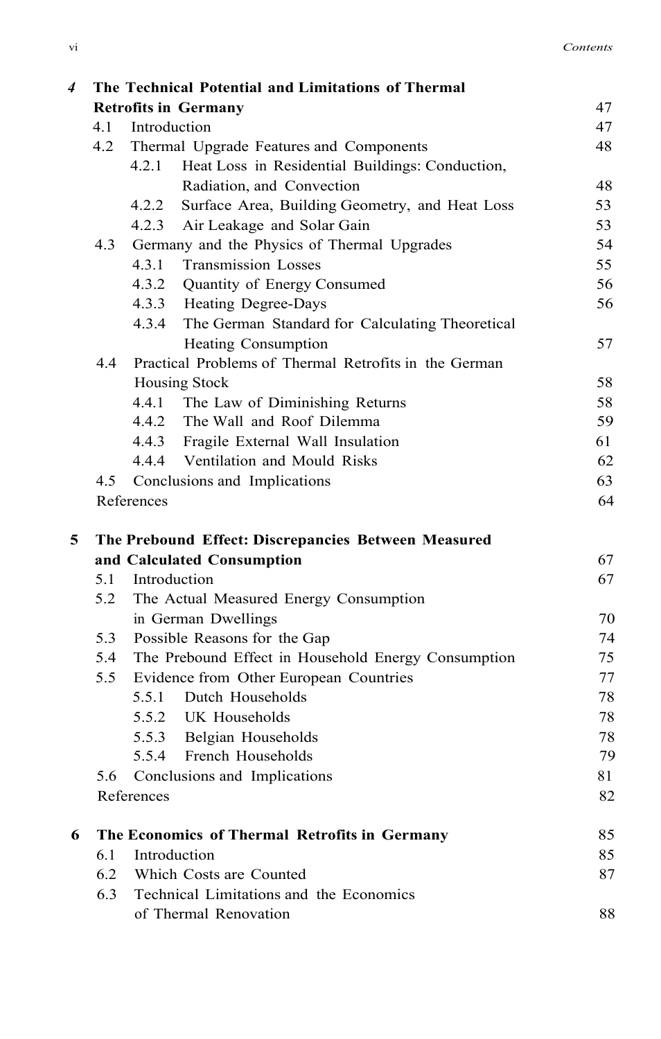**4 The Technical Potential and Limitations of Thermal Retrofits in Germany** 47

4.1 Introduction 47

4.2 Thermal Upgrade Features and Components 48

4.2.1 Heat Loss in Residential Buildings: Conduction, Radiation, and Convection 48

4.2.2 Surface Area, Building Geometry, and Heat Loss 53

4.2.3 Air Leakage and Solar Gain 53

4.3 Germany and the Physics of Thermal Upgrades 54

4.3.1 Transmission Losses 55

4.3.2 Quantity of Energy Consumed 56

4.3.3 Heating Degree-Days 56

4.3.4 The German Standard for Calculating Theoretical Heating Consumption 57

4.4 Practical Problems of Thermal Retrofits in the German Housing Stock 58

4.4.1 The Law of Diminishing Returns 58

4.4.2 The Wall and Roof Dilemma 59

4.4.3 Fragile External Wall Insulation 61

4.4.4 Ventilation and Mould Risks 62

4.5 Conclusions and Implications 63

References 64

**5 The Prebound Effect: Discrepancies Between Measured and Calculated Consumption** 67

5.1 Introduction 67

5.2 The Actual Measured Energy Consumption in German Dwellings 70

5.3 Possible Reasons for the Gap 74

5.4 The Prebound Effect in Household Energy Consumption 75

5.5 Evidence from Other European Countries 77

5.5.1 Dutch Households 78

5.5.2 UK Households 78

5.5.3 Belgian Households 78

5.5.4 French Households 79

5.6 Conclusions and Implications 81

References 82

**6 The Economics of Thermal Retrofits in Germany** 85

6.1 Introduction 85

6.2 Which Costs are Counted 87

6.3 Technical Limitations and the Economics of Thermal Renovation 88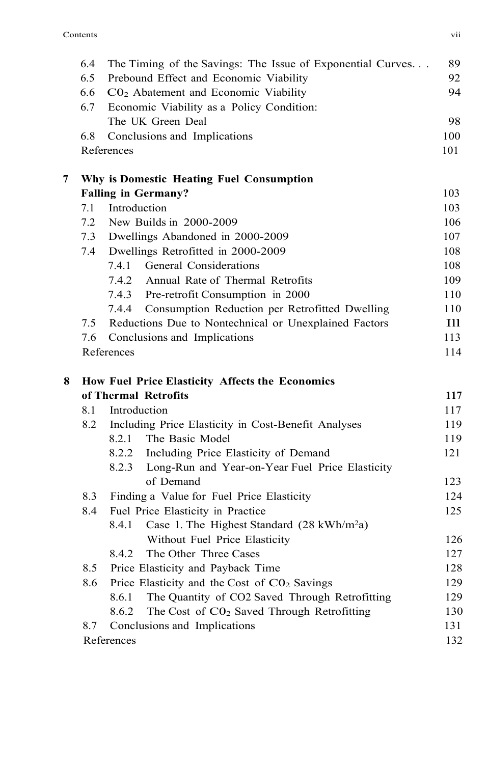6.4 The Timing of the Savings: The Issue of Exponential Curves. . . 89
6.5 Prebound Effect and Economic Viability 92
6.6 $CO_2$ Abatement and Economic Viability 94
6.7 Economic Viability as a Policy Condition: The UK Green Deal 98
6.8 Conclusions and Implications 100
References 101

**7 Why is Domestic Heating Fuel Consumption Falling in Germany?** 103
7.1 Introduction 103
7.2 New Builds in 2000-2009 106
7.3 Dwellings Abandoned in 2000-2009 107
7.4 Dwellings Retrofitted in 2000-2009 108
7.4.1 General Considerations 108
7.4.2 Annual Rate of Thermal Retrofits 109
7.4.3 Pre-retrofit Consumption in 2000 110
7.4.4 Consumption Reduction per Retrofitted Dwelling 110
7.5 Reductions Due to Nontechnical or Unexplained Factors I11
7.6 Conclusions and Implications 113
References 114

**8 How Fuel Price Elasticity Affects the Economics of Thermal Retrofits** **117**
8.1 Introduction 117
8.2 Including Price Elasticity in Cost-Benefit Analyses 119
8.2.1 The Basic Model 119
8.2.2 Including Price Elasticity of Demand 121
8.2.3 Long-Run and Year-on-Year Fuel Price Elasticity of Demand 123
8.3 Finding a Value for Fuel Price Elasticity 124
8.4 Fuel Price Elasticity in Practice 125
8.4.1 Case 1. The Highest Standard (28 kWh/$m^2$a) Without Fuel Price Elasticity 126
8.4.2 The Other Three Cases 127
8.5 Price Elasticity and Payback Time 128
8.6 Price Elasticity and the Cost of $CO_2$ Savings 129
8.6.1 The Quantity of CO2 Saved Through Retrofitting 129
8.6.2 The Cost of $CO_2$ Saved Through Retrofitting 130
8.7 Conclusions and Implications 131
References 132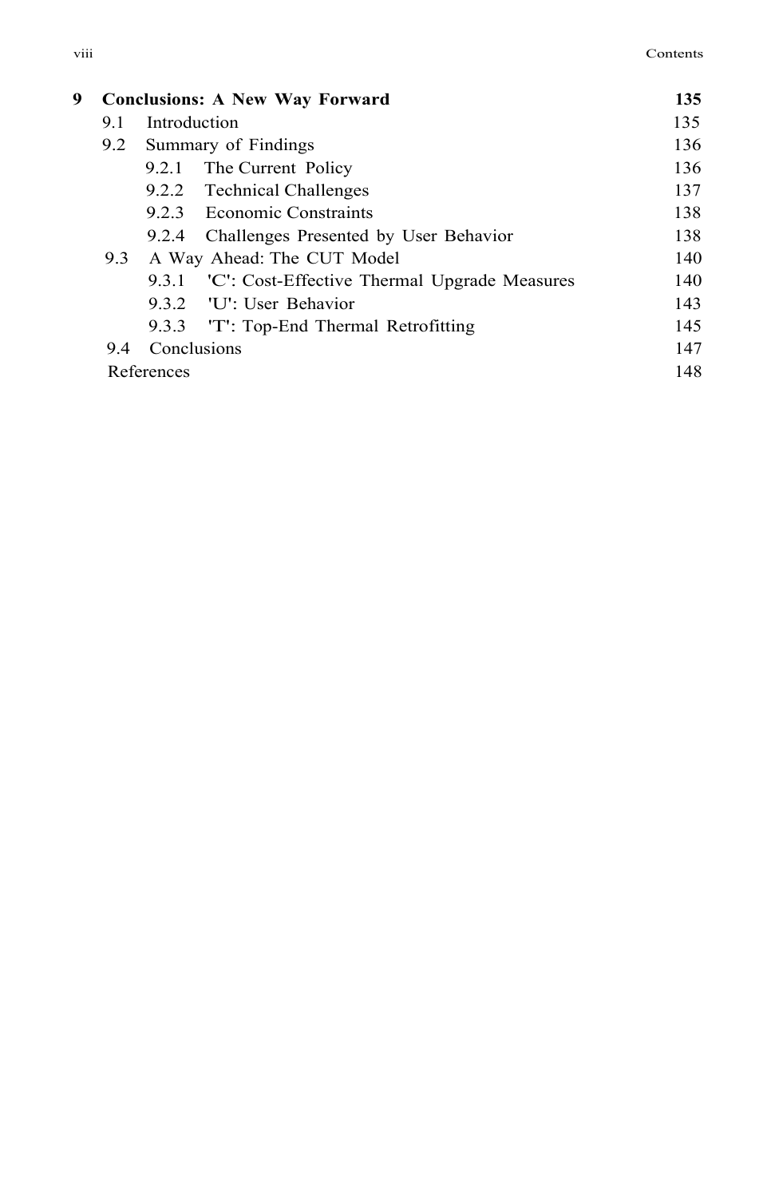**9 Conclusions: A New Way Forward** 135

- 9.1 Introduction 135
- 9.2 Summary of Findings 136
  - 9.2.1 The Current Policy 136
  - 9.2.2 Technical Challenges 137
  - 9.2.3 Economic Constraints 138
  - 9.2.4 Challenges Presented by User Behavior 138
- 9.3 A Way Ahead: The CUT Model 140
  - 9.3.1 'C': Cost-Effective Thermal Upgrade Measures 140
  - 9.3.2 'U': User Behavior 143
  - 9.3.3 'T': Top-End Thermal Retrofitting 145
- 9.4 Conclusions 147
- References 148